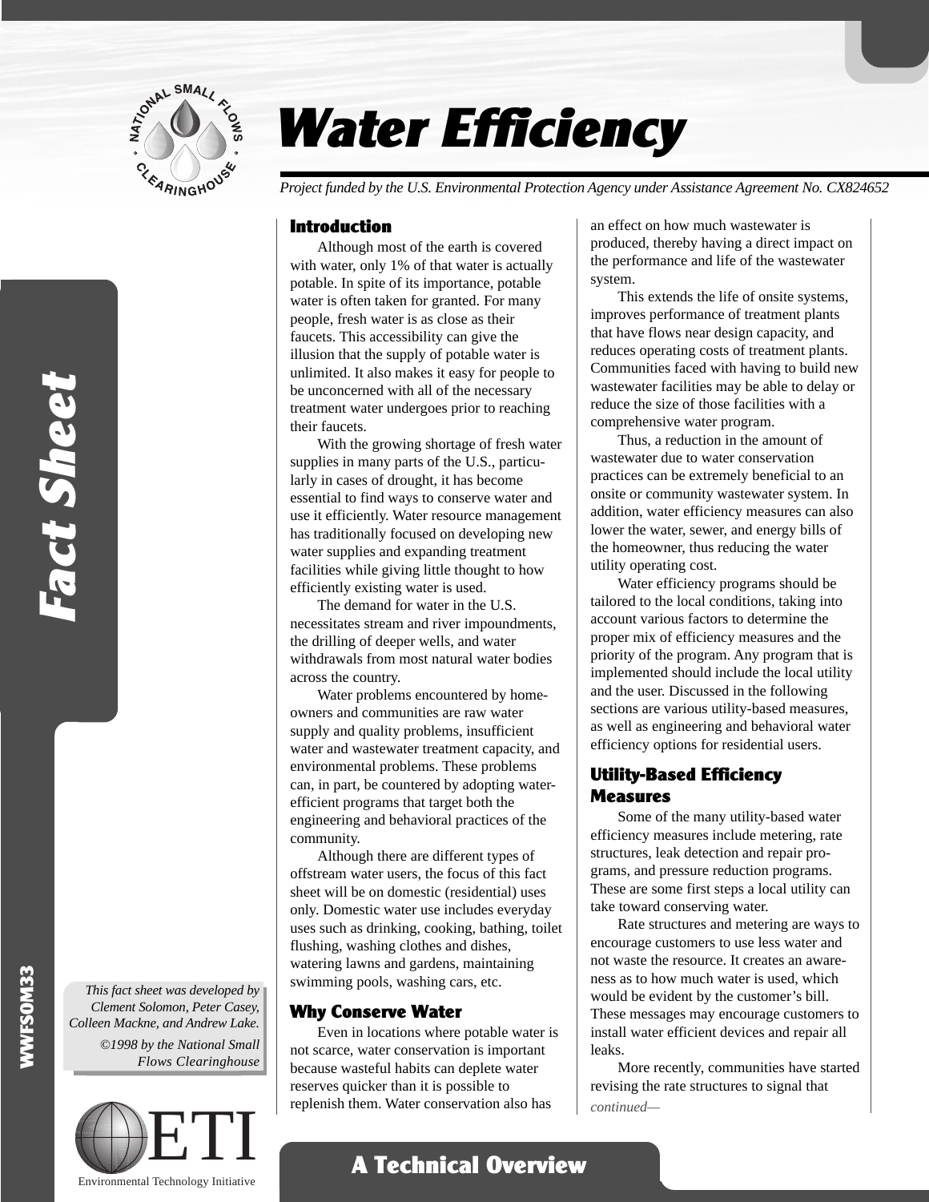# Water Efficiency

*Project funded by the U.S. Environmental Protection Agency under Assistance Agreement No. CX824652*

## Introduction

Although most of the earth is covered with water, only 1% of that water is actually potable. In spite of its importance, potable water is often taken for granted. For many people, fresh water is as close as their faucets. This accessibility can give the illusion that the supply of potable water is unlimited. It also makes it easy for people to be unconcerned with all of the necessary treatment water undergoes prior to reaching their faucets.

With the growing shortage of fresh water supplies in many parts of the U.S., particularly in cases of drought, it has become essential to find ways to conserve water and use it efficiently. Water resource management has traditionally focused on developing new water supplies and expanding treatment facilities while giving little thought to how efficiently existing water is used.

The demand for water in the U.S. necessitates stream and river impoundments, the drilling of deeper wells, and water withdrawals from most natural water bodies across the country.

Water problems encountered by homeowners and communities are raw water supply and quality problems, insufficient water and wastewater treatment capacity, and environmental problems. These problems can, in part, be countered by adopting water-efficient programs that target both the engineering and behavioral practices of the community.

Although there are different types of offstream water users, the focus of this fact sheet will be on domestic (residential) uses only. Domestic water use includes everyday uses such as drinking, cooking, bathing, toilet flushing, washing clothes and dishes, watering lawns and gardens, maintaining swimming pools, washing cars, etc.

## Why Conserve Water

Even in locations where potable water is not scarce, water conservation is important because wasteful habits can deplete water reserves quicker than it is possible to replenish them. Water conservation also has an effect on how much wastewater is produced, thereby having a direct impact on the performance and life of the wastewater system.

This extends the life of onsite systems, improves performance of treatment plants that have flows near design capacity, and reduces operating costs of treatment plants. Communities faced with having to build new wastewater facilities may be able to delay or reduce the size of those facilities with a comprehensive water program.

Thus, a reduction in the amount of wastewater due to water conservation practices can be extremely beneficial to an onsite or community wastewater system. In addition, water efficiency measures can also lower the water, sewer, and energy bills of the homeowner, thus reducing the water utility operating cost.

Water efficiency programs should be tailored to the local conditions, taking into account various factors to determine the proper mix of efficiency measures and the priority of the program. Any program that is implemented should include the local utility and the user. Discussed in the following sections are various utility-based measures, as well as engineering and behavioral water efficiency options for residential users.

## Utility-Based Efficiency Measures

Some of the many utility-based water efficiency measures include metering, rate structures, leak detection and repair programs, and pressure reduction programs. These are some first steps a local utility can take toward conserving water.

Rate structures and metering are ways to encourage customers to use less water and not waste the resource. It creates an awareness as to how much water is used, which would be evident by the customer's bill. These messages may encourage customers to install water efficient devices and repair all leaks.

More recently, communities have started revising the rate structures to signal that

*continued—*

*This fact sheet was developed by Clement Solomon, Peter Casey, Colleen Mackne, and Andrew Lake.*

*©1998 by the National Small Flows Clearinghouse*

Environmental Technology Initiative

**A Technical Overview**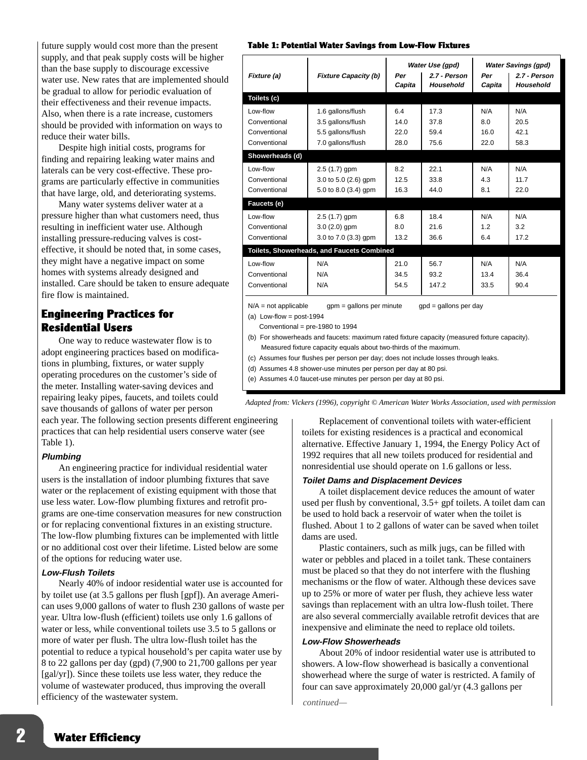future supply would cost more than the present supply, and that peak supply costs will be higher than the base supply to discourage excessive water use. New rates that are implemented should be gradual to allow for periodic evaluation of their effectiveness and their revenue impacts. Also, when there is a rate increase, customers should be provided with information on ways to reduce their water bills.

Despite high initial costs, programs for finding and repairing leaking water mains and laterals can be very cost-effective. These programs are particularly effective in communities that have large, old, and deteriorating systems.

Many water systems deliver water at a pressure higher than what customers need, thus resulting in inefficient water use. Although installing pressure-reducing valves is cost-effective, it should be noted that, in some cases, they might have a negative impact on some homes with systems already designed and installed. Care should be taken to ensure adequate fire flow is maintained.

**Table 1: Potential Water Savings from Low-Flow Fixtures**

| Fixture (a) | Fixture Capacity (b) | Water Use (gpd) | | Water Savings (gpd) | |
|---|---|---|---|---|---|
| | | Per Capita | 2.7 - Person Household | Per Capita | 2.7 - Person Household |
| **Toilets (c)** | | | | | |
| Low-flow | 1.6 gallons/flush | 6.4 | 17.3 | N/A | N/A |
| Conventional | 3.5 gallons/flush | 14.0 | 37.8 | 8.0 | 20.5 |
| Conventional | 5.5 gallons/flush | 22.0 | 59.4 | 16.0 | 42.1 |
| Conventional | 7.0 gallons/flush | 28.0 | 75.6 | 22.0 | 58.3 |
| **Showerheads (d)** | | | | | |
| Low-flow | 2.5 (1.7) gpm | 8.2 | 22.1 | N/A | N/A |
| Conventional | 3.0 to 5.0 (2.6) gpm | 12.5 | 33.8 | 4.3 | 11.7 |
| Conventional | 5.0 to 8.0 (3.4) gpm | 16.3 | 44.0 | 8.1 | 22.0 |
| **Faucets (e)** | | | | | |
| Low-flow | 2.5 (1.7) gpm | 6.8 | 18.4 | N/A | N/A |
| Conventional | 3.0 (2.0) gpm | 8.0 | 21.6 | 1.2 | 3.2 |
| Conventional | 3.0 to 7.0 (3.3) gpm | 13.2 | 36.6 | 6.4 | 17.2 |
| **Toilets, Showerheads, and Faucets Combined** | | | | | |
| Low-flow | N/A | 21.0 | 56.7 | N/A | N/A |
| Conventional | N/A | 34.5 | 93.2 | 13.4 | 36.4 |
| Conventional | N/A | 54.5 | 147.2 | 33.5 | 90.4 |

N/A = not applicable gpm = gallons per minute gpd = gallons per day

(a) Low-flow = post-1994
Conventional = pre-1980 to 1994

(b) For showerheads and faucets: maximum rated fixture capacity (measured fixture capacity). Measured fixture capacity equals about two-thirds of the maximum.

(c) Assumes four flushes per person per day; does not include losses through leaks.

(d) Assumes 4.8 shower-use minutes per person per day at 80 psi.

(e) Assumes 4.0 faucet-use minutes per person per day at 80 psi.

*Adapted from: Vickers (1996), copyright © American Water Works Association, used with permission*

## Engineering Practices for Residential Users

One way to reduce wastewater flow is to adopt engineering practices based on modifications in plumbing, fixtures, or water supply operating procedures on the customer's side of the meter. Installing water-saving devices and repairing leaky pipes, faucets, and toilets could save thousands of gallons of water per person each year. The following section presents different engineering practices that can help residential users conserve water (see Table 1).

### Plumbing

An engineering practice for individual residential water users is the installation of indoor plumbing fixtures that save water or the replacement of existing equipment with those that use less water. Low-flow plumbing fixtures and retrofit programs are one-time conservation measures for new construction or for replacing conventional fixtures in an existing structure. The low-flow plumbing fixtures can be implemented with little or no additional cost over their lifetime. Listed below are some of the options for reducing water use.

#### Low-Flush Toilets

Nearly 40% of indoor residential water use is accounted for by toilet use (at 3.5 gallons per flush [gpf]). An average American uses 9,000 gallons of water to flush 230 gallons of waste per year. Ultra low-flush (efficient) toilets use only 1.6 gallons of water or less, while conventional toilets use 3.5 to 5 gallons or more of water per flush. The ultra low-flush toilet has the potential to reduce a typical household's per capita water use by 8 to 22 gallons per day (gpd) (7,900 to 21,700 gallons per year [gal/yr]). Since these toilets use less water, they reduce the volume of wastewater produced, thus improving the overall efficiency of the wastewater system.

Replacement of conventional toilets with water-efficient toilets for existing residences is a practical and economical alternative. Effective January 1, 1994, the Energy Policy Act of 1992 requires that all new toilets produced for residential and nonresidential use should operate on 1.6 gallons or less.

#### Toilet Dams and Displacement Devices

A toilet displacement device reduces the amount of water used per flush by conventional, 3.5+ gpf toilets. A toilet dam can be used to hold back a reservoir of water when the toilet is flushed. About 1 to 2 gallons of water can be saved when toilet dams are used.

Plastic containers, such as milk jugs, can be filled with water or pebbles and placed in a toilet tank. These containers must be placed so that they do not interfere with the flushing mechanisms or the flow of water. Although these devices save up to 25% or more of water per flush, they achieve less water savings than replacement with an ultra low-flush toilet. There are also several commercially available retrofit devices that are inexpensive and eliminate the need to replace old toilets.

#### Low-Flow Showerheads

About 20% of indoor residential water use is attributed to showers. A low-flow showerhead is basically a conventional showerhead where the surge of water is restricted. A family of four can save approximately 20,000 gal/yr (4.3 gallons per

*continued—*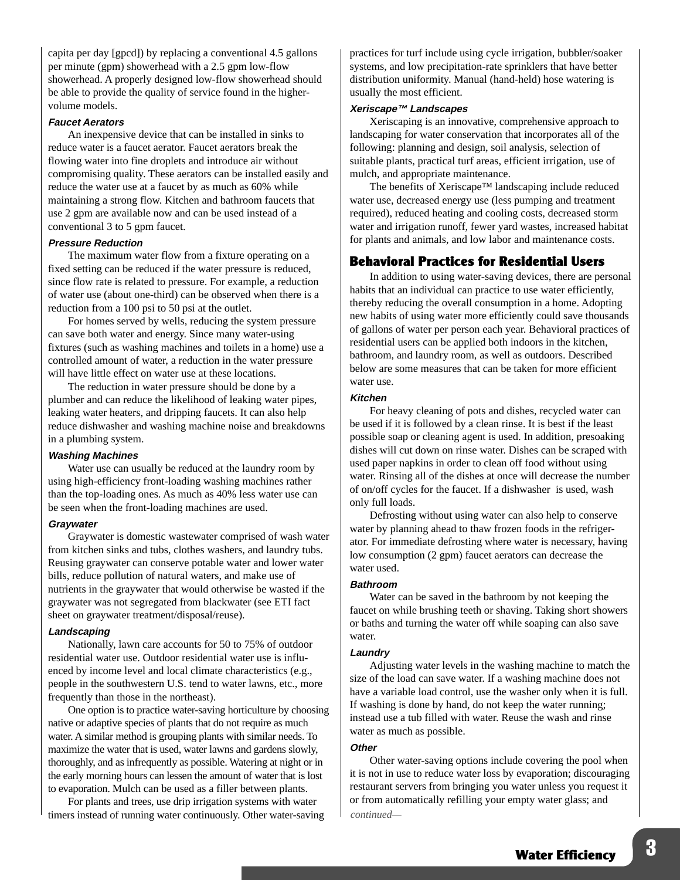capita per day [gpcd]) by replacing a conventional 4.5 gallons per minute (gpm) showerhead with a 2.5 gpm low-flow showerhead. A properly designed low-flow showerhead should be able to provide the quality of service found in the higher-volume models.

#### Faucet Aerators

An inexpensive device that can be installed in sinks to reduce water is a faucet aerator. Faucet aerators break the flowing water into fine droplets and introduce air without compromising quality. These aerators can be installed easily and reduce the water use at a faucet by as much as 60% while maintaining a strong flow. Kitchen and bathroom faucets that use 2 gpm are available now and can be used instead of a conventional 3 to 5 gpm faucet.

#### Pressure Reduction

The maximum water flow from a fixture operating on a fixed setting can be reduced if the water pressure is reduced, since flow rate is related to pressure. For example, a reduction of water use (about one-third) can be observed when there is a reduction from a 100 psi to 50 psi at the outlet.

For homes served by wells, reducing the system pressure can save both water and energy. Since many water-using fixtures (such as washing machines and toilets in a home) use a controlled amount of water, a reduction in the water pressure will have little effect on water use at these locations.

The reduction in water pressure should be done by a plumber and can reduce the likelihood of leaking water pipes, leaking water heaters, and dripping faucets. It can also help reduce dishwasher and washing machine noise and breakdowns in a plumbing system.

#### Washing Machines

Water use can usually be reduced at the laundry room by using high-efficiency front-loading washing machines rather than the top-loading ones. As much as 40% less water use can be seen when the front-loading machines are used.

#### Graywater

Graywater is domestic wastewater comprised of wash water from kitchen sinks and tubs, clothes washers, and laundry tubs. Reusing graywater can conserve potable water and lower water bills, reduce pollution of natural waters, and make use of nutrients in the graywater that would otherwise be wasted if the graywater was not segregated from blackwater (see ETI fact sheet on graywater treatment/disposal/reuse).

#### Landscaping

Nationally, lawn care accounts for 50 to 75% of outdoor residential water use. Outdoor residential water use is influenced by income level and local climate characteristics (e.g., people in the southwestern U.S. tend to water lawns, etc., more frequently than those in the northeast).

One option is to practice water-saving horticulture by choosing native or adaptive species of plants that do not require as much water. A similar method is grouping plants with similar needs. To maximize the water that is used, water lawns and gardens slowly, thoroughly, and as infrequently as possible. Watering at night or in the early morning hours can lessen the amount of water that is lost to evaporation. Mulch can be used as a filler between plants.

For plants and trees, use drip irrigation systems with water timers instead of running water continuously. Other water-saving practices for turf include using cycle irrigation, bubbler/soaker systems, and low precipitation-rate sprinklers that have better distribution uniformity. Manual (hand-held) hose watering is usually the most efficient.

#### Xeriscape™ Landscapes

Xeriscaping is an innovative, comprehensive approach to landscaping for water conservation that incorporates all of the following: planning and design, soil analysis, selection of suitable plants, practical turf areas, efficient irrigation, use of mulch, and appropriate maintenance.

The benefits of Xeriscape™ landscaping include reduced water use, decreased energy use (less pumping and treatment required), reduced heating and cooling costs, decreased storm water and irrigation runoff, fewer yard wastes, increased habitat for plants and animals, and low labor and maintenance costs.

## Behavioral Practices for Residential Users

In addition to using water-saving devices, there are personal habits that an individual can practice to use water efficiently, thereby reducing the overall consumption in a home. Adopting new habits of using water more efficiently could save thousands of gallons of water per person each year. Behavioral practices of residential users can be applied both indoors in the kitchen, bathroom, and laundry room, as well as outdoors. Described below are some measures that can be taken for more efficient water use.

#### Kitchen

For heavy cleaning of pots and dishes, recycled water can be used if it is followed by a clean rinse. It is best if the least possible soap or cleaning agent is used. In addition, presoaking dishes will cut down on rinse water. Dishes can be scraped with used paper napkins in order to clean off food without using water. Rinsing all of the dishes at once will decrease the number of on/off cycles for the faucet. If a dishwasher is used, wash only full loads.

Defrosting without using water can also help to conserve water by planning ahead to thaw frozen foods in the refrigerator. For immediate defrosting where water is necessary, having low consumption (2 gpm) faucet aerators can decrease the water used.

#### Bathroom

Water can be saved in the bathroom by not keeping the faucet on while brushing teeth or shaving. Taking short showers or baths and turning the water off while soaping can also save water.

#### Laundry

Adjusting water levels in the washing machine to match the size of the load can save water. If a washing machine does not have a variable load control, use the washer only when it is full. If washing is done by hand, do not keep the water running; instead use a tub filled with water. Reuse the wash and rinse water as much as possible.

#### Other

Other water-saving options include covering the pool when it is not in use to reduce water loss by evaporation; discouraging restaurant servers from bringing you water unless you request it or from automatically refilling your empty water glass; and

*continued—*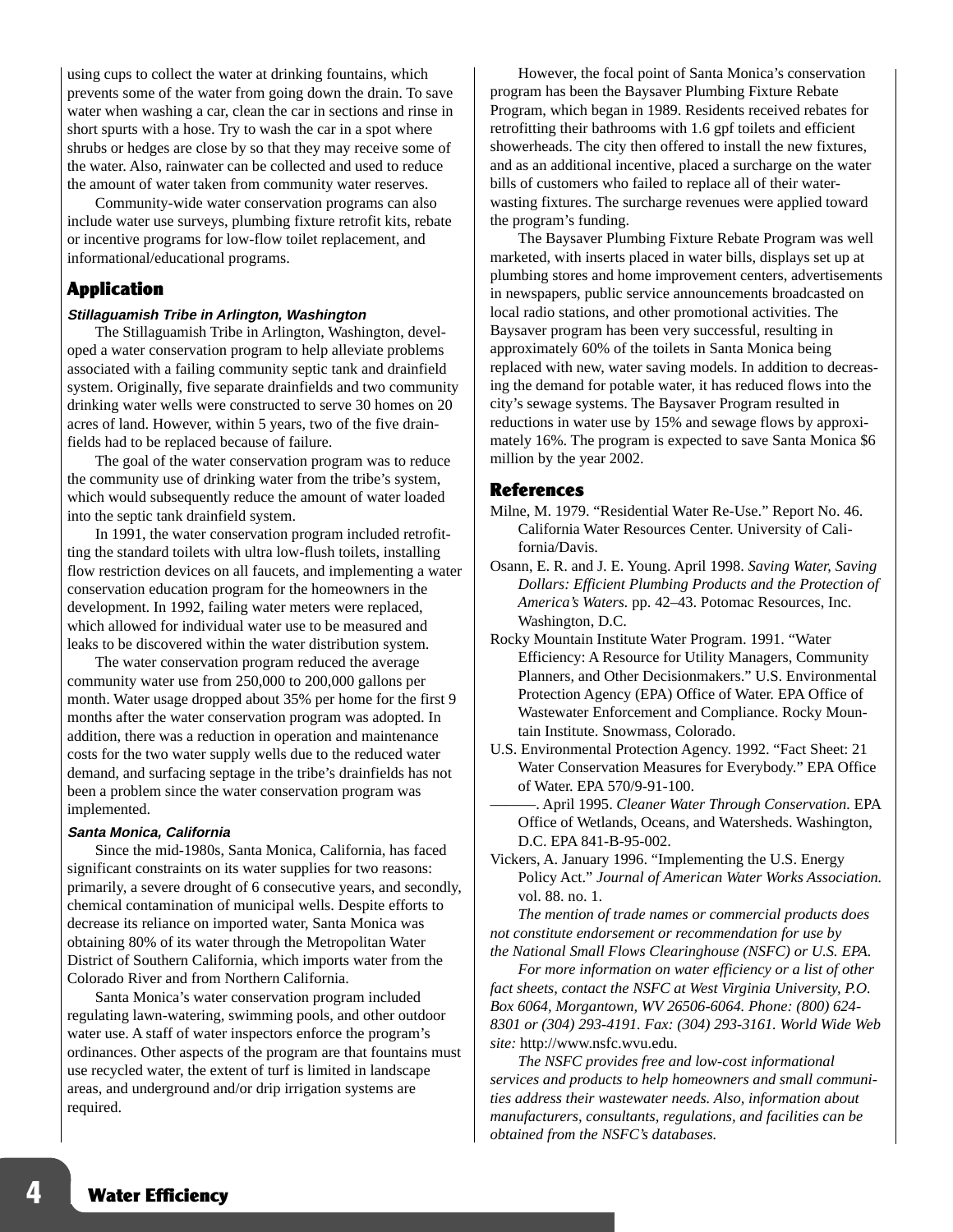using cups to collect the water at drinking fountains, which prevents some of the water from going down the drain. To save water when washing a car, clean the car in sections and rinse in short spurts with a hose. Try to wash the car in a spot where shrubs or hedges are close by so that they may receive some of the water. Also, rainwater can be collected and used to reduce the amount of water taken from community water reserves.

Community-wide water conservation programs can also include water use surveys, plumbing fixture retrofit kits, rebate or incentive programs for low-flow toilet replacement, and informational/educational programs.

## Application

### *Stillaguamish Tribe in Arlington, Washington*

The Stillaguamish Tribe in Arlington, Washington, developed a water conservation program to help alleviate problems associated with a failing community septic tank and drainfield system. Originally, five separate drainfields and two community drinking water wells were constructed to serve 30 homes on 20 acres of land. However, within 5 years, two of the five drainfields had to be replaced because of failure.

The goal of the water conservation program was to reduce the community use of drinking water from the tribe's system, which would subsequently reduce the amount of water loaded into the septic tank drainfield system.

In 1991, the water conservation program included retrofitting the standard toilets with ultra low-flush toilets, installing flow restriction devices on all faucets, and implementing a water conservation education program for the homeowners in the development. In 1992, failing water meters were replaced, which allowed for individual water use to be measured and leaks to be discovered within the water distribution system.

The water conservation program reduced the average community water use from 250,000 to 200,000 gallons per month. Water usage dropped about 35% per home for the first 9 months after the water conservation program was adopted. In addition, there was a reduction in operation and maintenance costs for the two water supply wells due to the reduced water demand, and surfacing septage in the tribe's drainfields has not been a problem since the water conservation program was implemented.

### *Santa Monica, California*

Since the mid-1980s, Santa Monica, California, has faced significant constraints on its water supplies for two reasons: primarily, a severe drought of 6 consecutive years, and secondly, chemical contamination of municipal wells. Despite efforts to decrease its reliance on imported water, Santa Monica was obtaining 80% of its water through the Metropolitan Water District of Southern California, which imports water from the Colorado River and from Northern California.

Santa Monica's water conservation program included regulating lawn-watering, swimming pools, and other outdoor water use. A staff of water inspectors enforce the program's ordinances. Other aspects of the program are that fountains must use recycled water, the extent of turf is limited in landscape areas, and underground and/or drip irrigation systems are required.

However, the focal point of Santa Monica's conservation program has been the Baysaver Plumbing Fixture Rebate Program, which began in 1989. Residents received rebates for retrofitting their bathrooms with 1.6 gpf toilets and efficient showerheads. The city then offered to install the new fixtures, and as an additional incentive, placed a surcharge on the water bills of customers who failed to replace all of their water-wasting fixtures. The surcharge revenues were applied toward the program's funding.

The Baysaver Plumbing Fixture Rebate Program was well marketed, with inserts placed in water bills, displays set up at plumbing stores and home improvement centers, advertisements in newspapers, public service announcements broadcasted on local radio stations, and other promotional activities. The Baysaver program has been very successful, resulting in approximately 60% of the toilets in Santa Monica being replaced with new, water saving models. In addition to decreasing the demand for potable water, it has reduced flows into the city's sewage systems. The Baysaver Program resulted in reductions in water use by 15% and sewage flows by approximately 16%. The program is expected to save Santa Monica $6 million by the year 2002.

## References

Milne, M. 1979. "Residential Water Re-Use." Report No. 46. California Water Resources Center. University of California/Davis.

Osann, E. R. and J. E. Young. April 1998. *Saving Water, Saving Dollars: Efficient Plumbing Products and the Protection of America's Waters.* pp. 42–43. Potomac Resources, Inc. Washington, D.C.

Rocky Mountain Institute Water Program. 1991. "Water Efficiency: A Resource for Utility Managers, Community Planners, and Other Decisionmakers." U.S. Environmental Protection Agency (EPA) Office of Water. EPA Office of Wastewater Enforcement and Compliance. Rocky Mountain Institute. Snowmass, Colorado.

U.S. Environmental Protection Agency. 1992. "Fact Sheet: 21 Water Conservation Measures for Everybody." EPA Office of Water. EPA 570/9-91-100.

———. April 1995. *Cleaner Water Through Conservation.* EPA Office of Wetlands, Oceans, and Watersheds. Washington, D.C. EPA 841-B-95-002.

Vickers, A. January 1996. "Implementing the U.S. Energy Policy Act." *Journal of American Water Works Association.* vol. 88. no. 1.

*The mention of trade names or commercial products does not constitute endorsement or recommendation for use by the National Small Flows Clearinghouse (NSFC) or U.S. EPA.*

*For more information on water efficiency or a list of other fact sheets, contact the NSFC at West Virginia University, P.O. Box 6064, Morgantown, WV 26506-6064. Phone: (800) 624-8301 or (304) 293-4191. Fax: (304) 293-3161. World Wide Web site:* http://www.nsfc.wvu.edu.

*The NSFC provides free and low-cost informational services and products to help homeowners and small communities address their wastewater needs. Also, information about manufacturers, consultants, regulations, and facilities can be obtained from the NSFC's databases.*